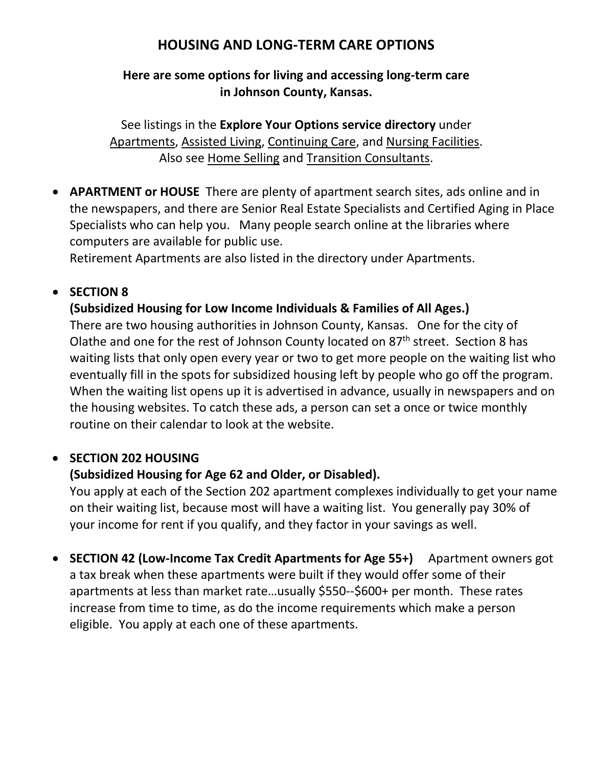# HOUSING AND LONG-TERM CARE OPTIONS

**Here are some options for living and accessing long-term care in Johnson County, Kansas.**

See listings in the **Explore Your Options service directory** under Apartments, Assisted Living, Continuing Care, and Nursing Facilities. Also see Home Selling and Transition Consultants.

- **APARTMENT or HOUSE** There are plenty of apartment search sites, ads online and in the newspapers, and there are Senior Real Estate Specialists and Certified Aging in Place Specialists who can help you. Many people search online at the libraries where computers are available for public use.
  Retirement Apartments are also listed in the directory under Apartments.

- **SECTION 8**
  **(Subsidized Housing for Low Income Individuals & Families of All Ages.)**
  There are two housing authorities in Johnson County, Kansas. One for the city of Olathe and one for the rest of Johnson County located on 87th street. Section 8 has waiting lists that only open every year or two to get more people on the waiting list who eventually fill in the spots for subsidized housing left by people who go off the program. When the waiting list opens up it is advertised in advance, usually in newspapers and on the housing websites. To catch these ads, a person can set a once or twice monthly routine on their calendar to look at the website.

- **SECTION 202 HOUSING**
  **(Subsidized Housing for Age 62 and Older, or Disabled).**
  You apply at each of the Section 202 apartment complexes individually to get your name on their waiting list, because most will have a waiting list. You generally pay 30% of your income for rent if you qualify, and they factor in your savings as well.

- **SECTION 42 (Low-Income Tax Credit Apartments for Age 55+)** Apartment owners got a tax break when these apartments were built if they would offer some of their apartments at less than market rate…usually $550--$600+ per month. These rates increase from time to time, as do the income requirements which make a person eligible. You apply at each one of these apartments.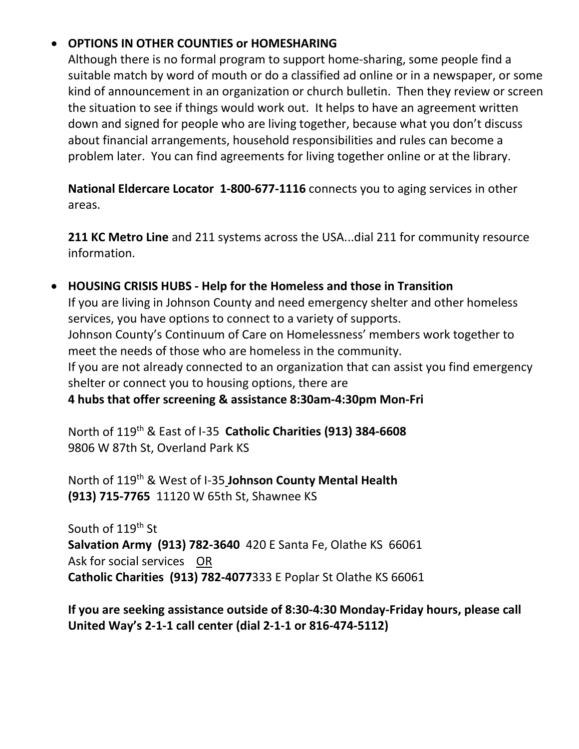- **OPTIONS IN OTHER COUNTIES or HOMESHARING**

  Although there is no formal program to support home-sharing, some people find a suitable match by word of mouth or do a classified ad online or in a newspaper, or some kind of announcement in an organization or church bulletin. Then they review or screen the situation to see if things would work out. It helps to have an agreement written down and signed for people who are living together, because what you don't discuss about financial arrangements, household responsibilities and rules can become a problem later. You can find agreements for living together online or at the library.

  **National Eldercare Locator 1-800-677-1116** connects you to aging services in other areas.

  **211 KC Metro Line** and 211 systems across the USA...dial 211 for community resource information.

- **HOUSING CRISIS HUBS - Help for the Homeless and those in Transition**

  If you are living in Johnson County and need emergency shelter and other homeless services, you have options to connect to a variety of supports.
  Johnson County's Continuum of Care on Homelessness' members work together to meet the needs of those who are homeless in the community.
  If you are not already connected to an organization that can assist you find emergency shelter or connect you to housing options, there are
  **4 hubs that offer screening & assistance 8:30am-4:30pm Mon-Fri**

  North of 119th & East of I-35 **Catholic Charities (913) 384-6608**
  9806 W 87th St, Overland Park KS

  North of 119th & West of I-35 **Johnson County Mental Health (913) 715-7765** 11120 W 65th St, Shawnee KS

  South of 119th St
  **Salvation Army (913) 782-3640** 420 E Santa Fe, Olathe KS 66061
  Ask for social services <u>OR</u>
  **Catholic Charities (913) 782-4077** 333 E Poplar St Olathe KS 66061

  **If you are seeking assistance outside of 8:30-4:30 Monday-Friday hours, please call United Way's 2-1-1 call center (dial 2-1-1 or 816-474-5112)**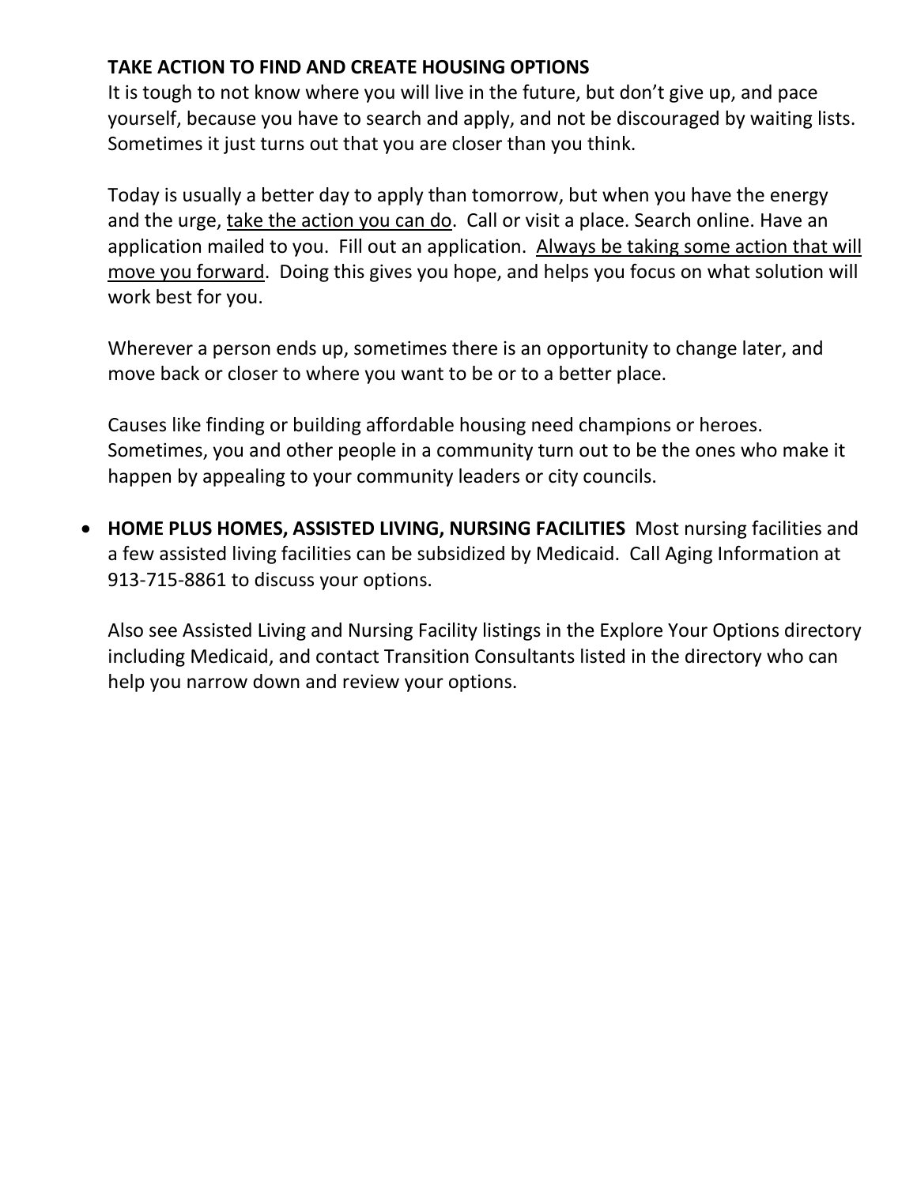**TAKE ACTION TO FIND AND CREATE HOUSING OPTIONS**

It is tough to not know where you will live in the future, but don't give up, and pace yourself, because you have to search and apply, and not be discouraged by waiting lists. Sometimes it just turns out that you are closer than you think.

Today is usually a better day to apply than tomorrow, but when you have the energy and the urge, <u>take the action you can do</u>. Call or visit a place. Search online. Have an application mailed to you. Fill out an application. <u>Always be taking some action that will move you forward</u>. Doing this gives you hope, and helps you focus on what solution will work best for you.

Wherever a person ends up, sometimes there is an opportunity to change later, and move back or closer to where you want to be or to a better place.

Causes like finding or building affordable housing need champions or heroes. Sometimes, you and other people in a community turn out to be the ones who make it happen by appealing to your community leaders or city councils.

- **HOME PLUS HOMES, ASSISTED LIVING, NURSING FACILITIES** Most nursing facilities and a few assisted living facilities can be subsidized by Medicaid. Call Aging Information at 913-715-8861 to discuss your options.

  Also see Assisted Living and Nursing Facility listings in the Explore Your Options directory including Medicaid, and contact Transition Consultants listed in the directory who can help you narrow down and review your options.